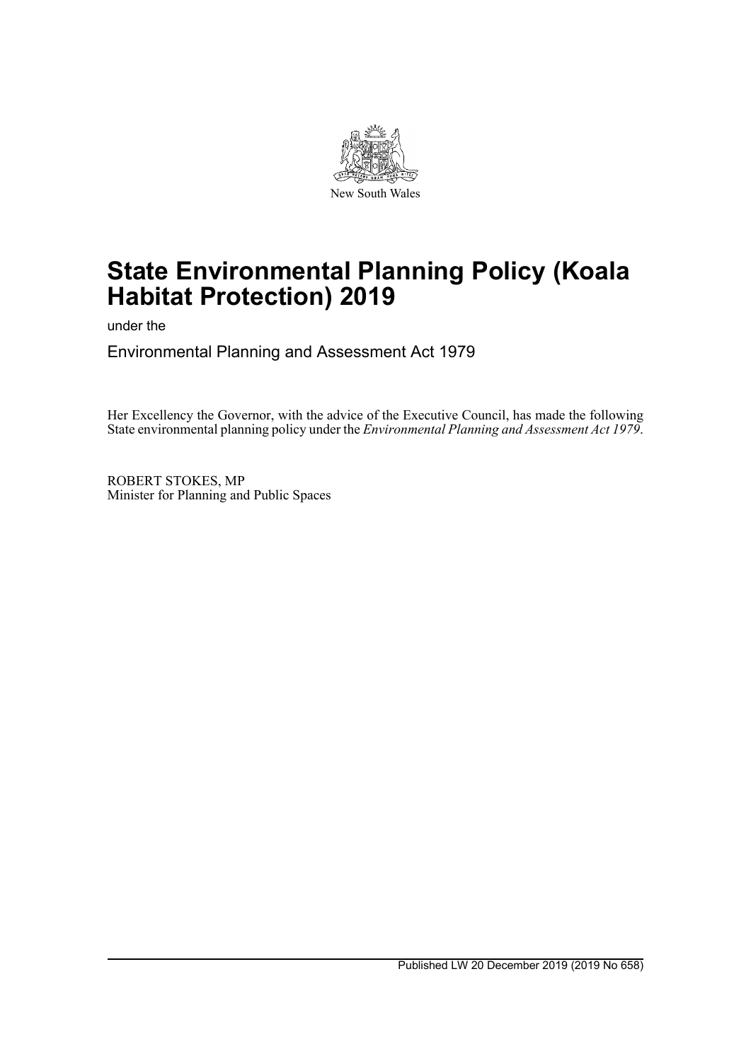New South Wales

# State Environmental Planning Policy (Koala Habitat Protection) 2019

under the

Environmental Planning and Assessment Act 1979

Her Excellency the Governor, with the advice of the Executive Council, has made the following State environmental planning policy under the *Environmental Planning and Assessment Act 1979*.

ROBERT STOKES, MP
Minister for Planning and Public Spaces

Published LW 20 December 2019 (2019 No 658)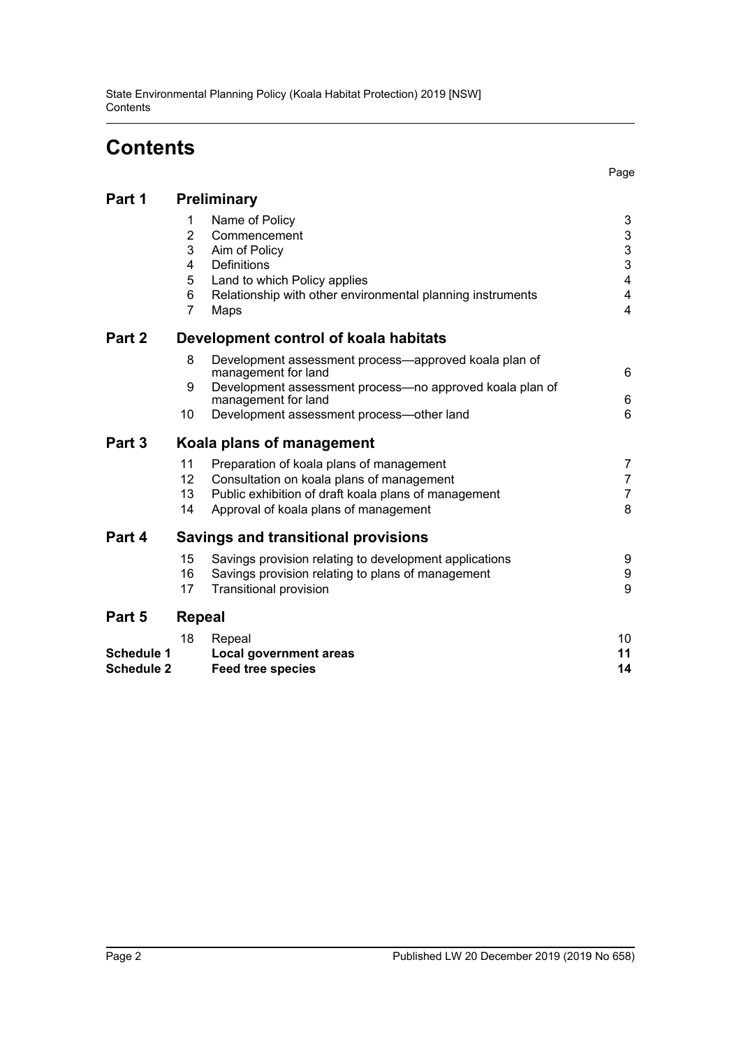# Contents

| | | | Page |
|---|---|---|---|
| **Part 1** | **Preliminary** | | |
| | 1 | Name of Policy | 3 |
| | 2 | Commencement | 3 |
| | 3 | Aim of Policy | 3 |
| | 4 | Definitions | 3 |
| | 5 | Land to which Policy applies | 4 |
| | 6 | Relationship with other environmental planning instruments | 4 |
| | 7 | Maps | 4 |
| **Part 2** | **Development control of koala habitats** | | |
| | 8 | Development assessment process—approved koala plan of management for land | 6 |
| | 9 | Development assessment process—no approved koala plan of management for land | 6 |
| | 10 | Development assessment process—other land | 6 |
| **Part 3** | **Koala plans of management** | | |
| | 11 | Preparation of koala plans of management | 7 |
| | 12 | Consultation on koala plans of management | 7 |
| | 13 | Public exhibition of draft koala plans of management | 7 |
| | 14 | Approval of koala plans of management | 8 |
| **Part 4** | **Savings and transitional provisions** | | |
| | 15 | Savings provision relating to development applications | 9 |
| | 16 | Savings provision relating to plans of management | 9 |
| | 17 | Transitional provision | 9 |
| **Part 5** | **Repeal** | | |
| | 18 | Repeal | 10 |
| **Schedule 1** | | **Local government areas** | **11** |
| **Schedule 2** | | **Feed tree species** | **14** |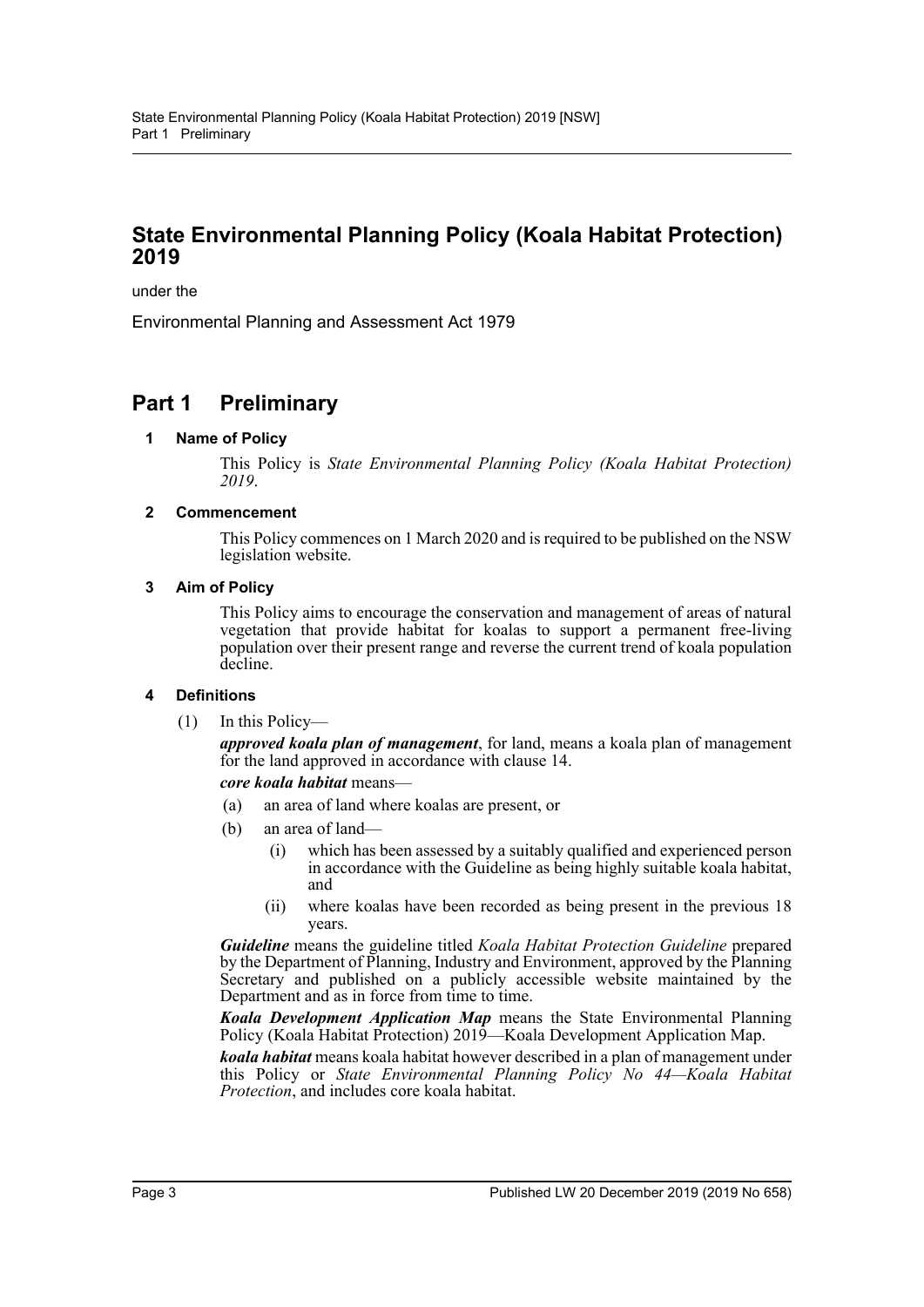# State Environmental Planning Policy (Koala Habitat Protection) 2019

under the

Environmental Planning and Assessment Act 1979

## Part 1 Preliminary

### 1 Name of Policy

This Policy is *State Environmental Planning Policy (Koala Habitat Protection) 2019*.

### 2 Commencement

This Policy commences on 1 March 2020 and is required to be published on the NSW legislation website.

### 3 Aim of Policy

This Policy aims to encourage the conservation and management of areas of natural vegetation that provide habitat for koalas to support a permanent free-living population over their present range and reverse the current trend of koala population decline.

### 4 Definitions

(1) In this Policy—

***approved koala plan of management***, for land, means a koala plan of management for the land approved in accordance with clause 14.

***core koala habitat*** means—

- (a) an area of land where koalas are present, or
- (b) an area of land—
  - (i) which has been assessed by a suitably qualified and experienced person in accordance with the Guideline as being highly suitable koala habitat, and
  - (ii) where koalas have been recorded as being present in the previous 18 years.

***Guideline*** means the guideline titled *Koala Habitat Protection Guideline* prepared by the Department of Planning, Industry and Environment, approved by the Planning Secretary and published on a publicly accessible website maintained by the Department and as in force from time to time.

***Koala Development Application Map*** means the State Environmental Planning Policy (Koala Habitat Protection) 2019—Koala Development Application Map.

***koala habitat*** means koala habitat however described in a plan of management under this Policy or *State Environmental Planning Policy No 44—Koala Habitat Protection*, and includes core koala habitat.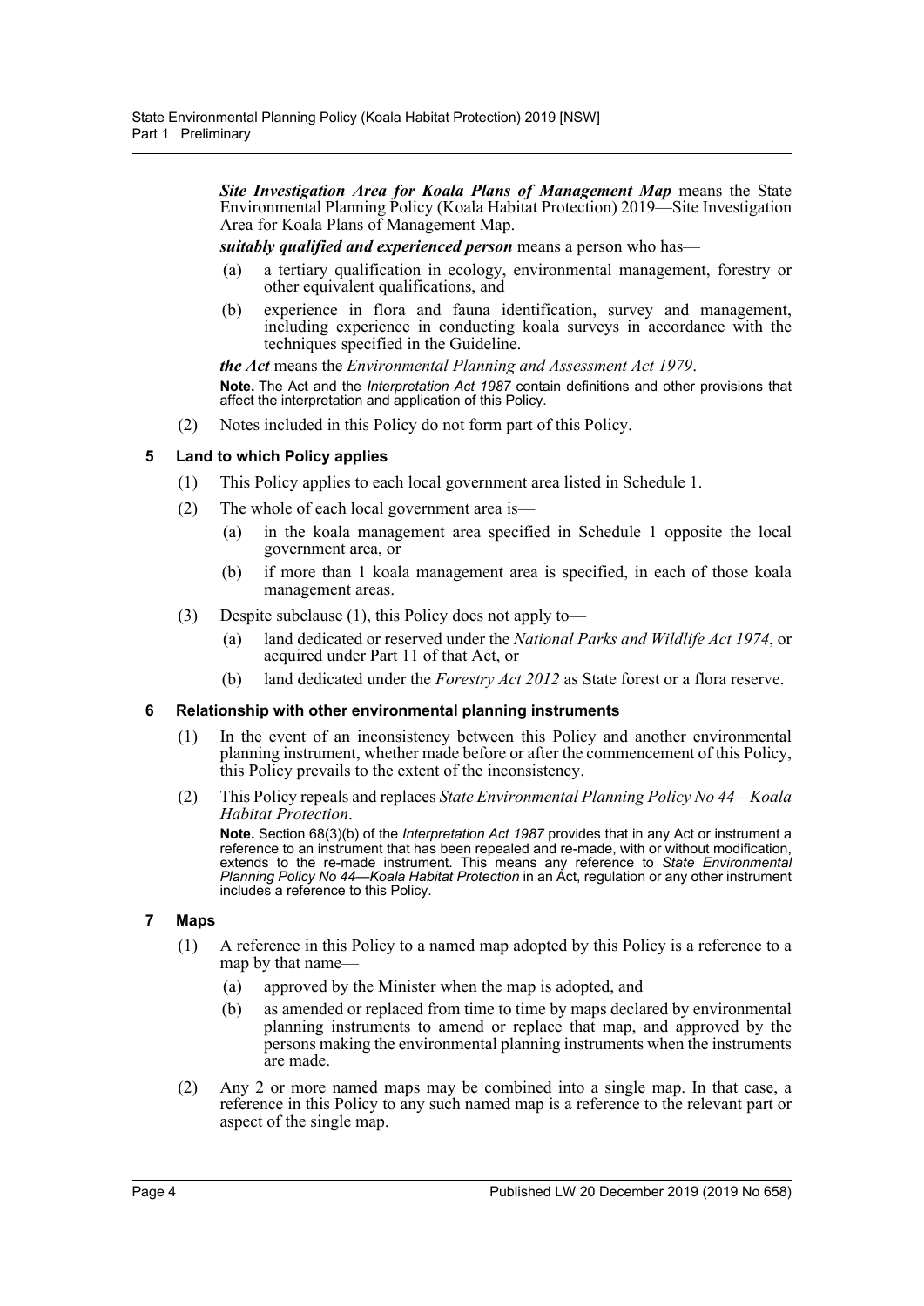***Site Investigation Area for Koala Plans of Management Map*** means the State Environmental Planning Policy (Koala Habitat Protection) 2019—Site Investigation Area for Koala Plans of Management Map.

***suitably qualified and experienced person*** means a person who has—

(a) a tertiary qualification in ecology, environmental management, forestry or other equivalent qualifications, and

(b) experience in flora and fauna identification, survey and management, including experience in conducting koala surveys in accordance with the techniques specified in the Guideline.

***the Act*** means the *Environmental Planning and Assessment Act 1979*.

**Note.** The Act and the *Interpretation Act 1987* contain definitions and other provisions that affect the interpretation and application of this Policy.

(2) Notes included in this Policy do not form part of this Policy.

### 5 Land to which Policy applies

(1) This Policy applies to each local government area listed in Schedule 1.

(2) The whole of each local government area is—

(a) in the koala management area specified in Schedule 1 opposite the local government area, or

(b) if more than 1 koala management area is specified, in each of those koala management areas.

(3) Despite subclause (1), this Policy does not apply to—

(a) land dedicated or reserved under the *National Parks and Wildlife Act 1974*, or acquired under Part 11 of that Act, or

(b) land dedicated under the *Forestry Act 2012* as State forest or a flora reserve.

### 6 Relationship with other environmental planning instruments

(1) In the event of an inconsistency between this Policy and another environmental planning instrument, whether made before or after the commencement of this Policy, this Policy prevails to the extent of the inconsistency.

(2) This Policy repeals and replaces *State Environmental Planning Policy No 44—Koala Habitat Protection*.

**Note.** Section 68(3)(b) of the *Interpretation Act 1987* provides that in any Act or instrument a reference to an instrument that has been repealed and re-made, with or without modification, extends to the re-made instrument. This means any reference to *State Environmental Planning Policy No 44—Koala Habitat Protection* in an Act, regulation or any other instrument includes a reference to this Policy.

### 7 Maps

(1) A reference in this Policy to a named map adopted by this Policy is a reference to a map by that name—

(a) approved by the Minister when the map is adopted, and

(b) as amended or replaced from time to time by maps declared by environmental planning instruments to amend or replace that map, and approved by the persons making the environmental planning instruments when the instruments are made.

(2) Any 2 or more named maps may be combined into a single map. In that case, a reference in this Policy to any such named map is a reference to the relevant part or aspect of the single map.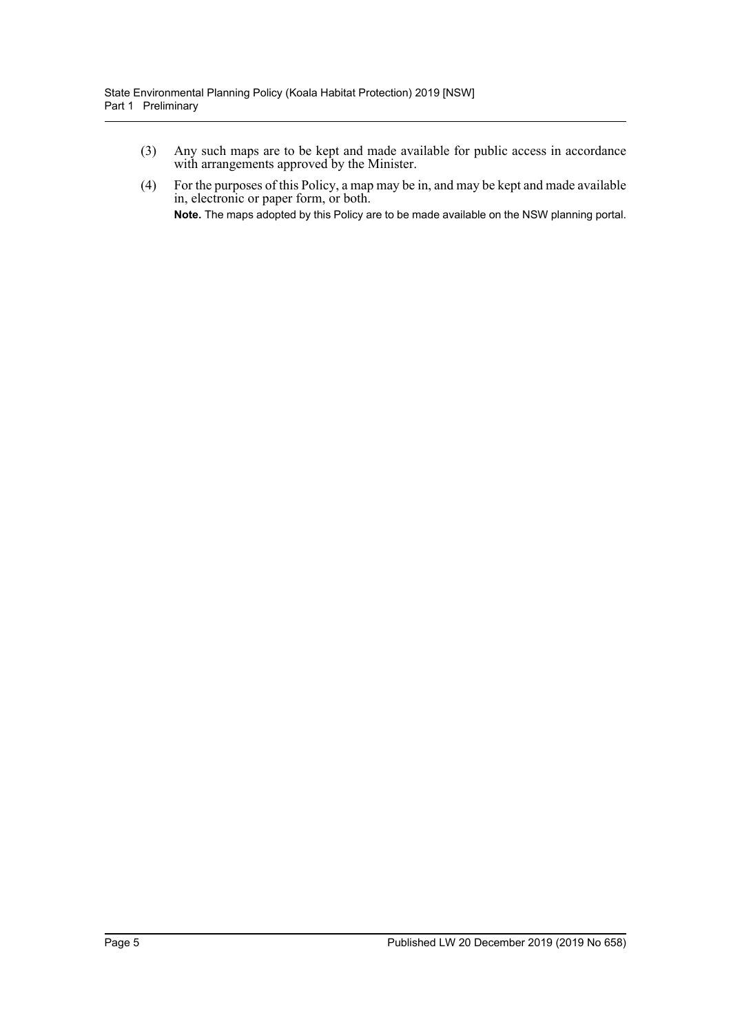(3) Any such maps are to be kept and made available for public access in accordance with arrangements approved by the Minister.

(4) For the purposes of this Policy, a map may be in, and may be kept and made available in, electronic or paper form, or both.

**Note.** The maps adopted by this Policy are to be made available on the NSW planning portal.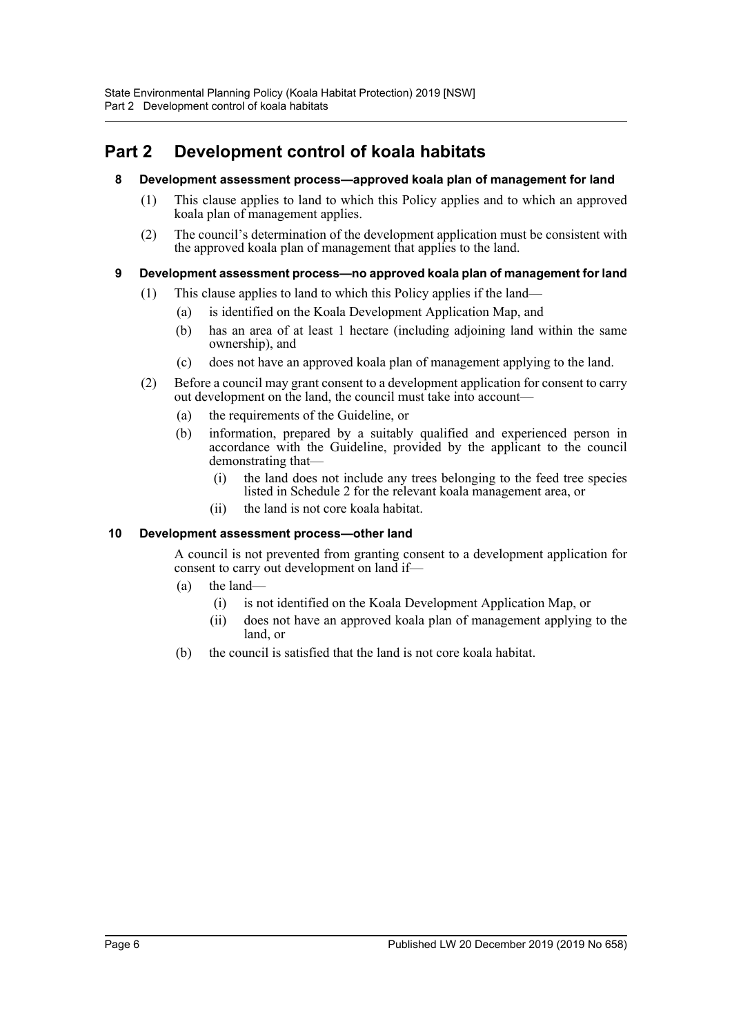# Part 2 Development control of koala habitats

### 8 Development assessment process—approved koala plan of management for land

(1) This clause applies to land to which this Policy applies and to which an approved koala plan of management applies.

(2) The council's determination of the development application must be consistent with the approved koala plan of management that applies to the land.

### 9 Development assessment process—no approved koala plan of management for land

(1) This clause applies to land to which this Policy applies if the land—

(a) is identified on the Koala Development Application Map, and

(b) has an area of at least 1 hectare (including adjoining land within the same ownership), and

(c) does not have an approved koala plan of management applying to the land.

(2) Before a council may grant consent to a development application for consent to carry out development on the land, the council must take into account—

(a) the requirements of the Guideline, or

(b) information, prepared by a suitably qualified and experienced person in accordance with the Guideline, provided by the applicant to the council demonstrating that—

(i) the land does not include any trees belonging to the feed tree species listed in Schedule 2 for the relevant koala management area, or

(ii) the land is not core koala habitat.

### 10 Development assessment process—other land

A council is not prevented from granting consent to a development application for consent to carry out development on land if—

(a) the land—

(i) is not identified on the Koala Development Application Map, or

(ii) does not have an approved koala plan of management applying to the land, or

(b) the council is satisfied that the land is not core koala habitat.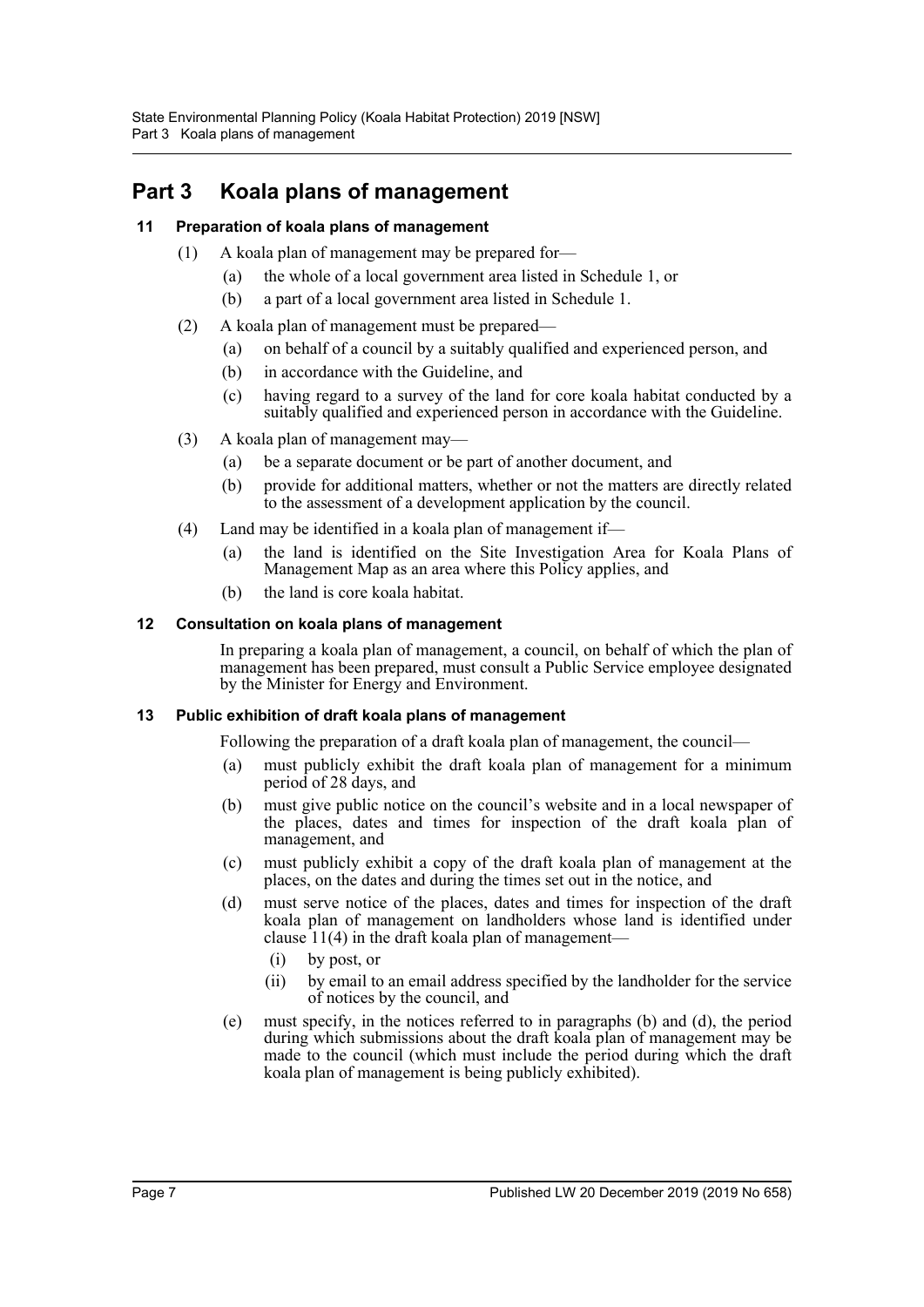# Part 3 Koala plans of management

### 11 Preparation of koala plans of management

(1) A koala plan of management may be prepared for—

  (a) the whole of a local government area listed in Schedule 1, or

  (b) a part of a local government area listed in Schedule 1.

(2) A koala plan of management must be prepared—

  (a) on behalf of a council by a suitably qualified and experienced person, and

  (b) in accordance with the Guideline, and

  (c) having regard to a survey of the land for core koala habitat conducted by a suitably qualified and experienced person in accordance with the Guideline.

(3) A koala plan of management may—

  (a) be a separate document or be part of another document, and

  (b) provide for additional matters, whether or not the matters are directly related to the assessment of a development application by the council.

(4) Land may be identified in a koala plan of management if—

  (a) the land is identified on the Site Investigation Area for Koala Plans of Management Map as an area where this Policy applies, and

  (b) the land is core koala habitat.

### 12 Consultation on koala plans of management

In preparing a koala plan of management, a council, on behalf of which the plan of management has been prepared, must consult a Public Service employee designated by the Minister for Energy and Environment.

### 13 Public exhibition of draft koala plans of management

Following the preparation of a draft koala plan of management, the council—

(a) must publicly exhibit the draft koala plan of management for a minimum period of 28 days, and

(b) must give public notice on the council's website and in a local newspaper of the places, dates and times for inspection of the draft koala plan of management, and

(c) must publicly exhibit a copy of the draft koala plan of management at the places, on the dates and during the times set out in the notice, and

(d) must serve notice of the places, dates and times for inspection of the draft koala plan of management on landholders whose land is identified under clause 11(4) in the draft koala plan of management—

  (i) by post, or

  (ii) by email to an email address specified by the landholder for the service of notices by the council, and

(e) must specify, in the notices referred to in paragraphs (b) and (d), the period during which submissions about the draft koala plan of management may be made to the council (which must include the period during which the draft koala plan of management is being publicly exhibited).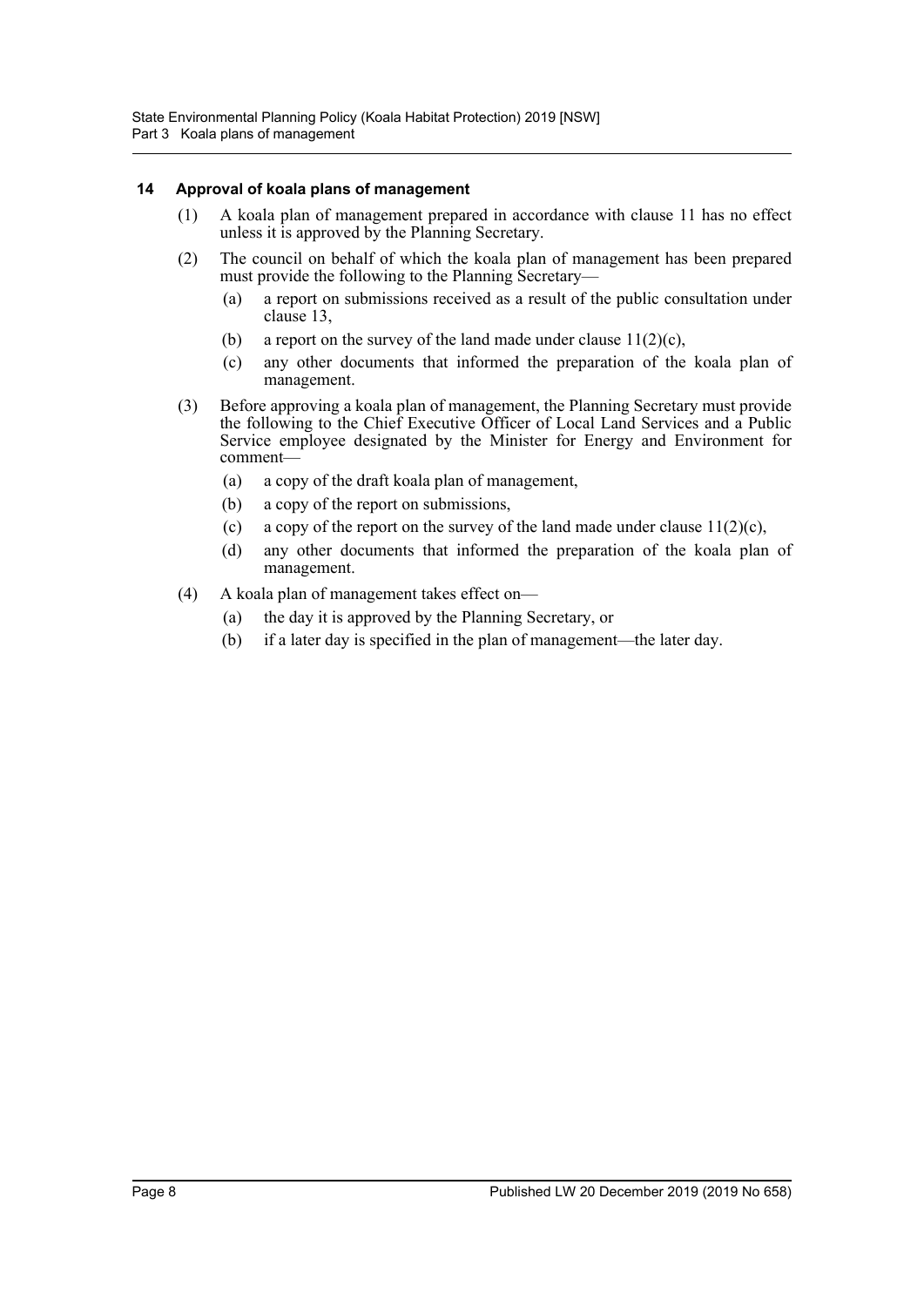### 14 Approval of koala plans of management

(1) A koala plan of management prepared in accordance with clause 11 has no effect unless it is approved by the Planning Secretary.

(2) The council on behalf of which the koala plan of management has been prepared must provide the following to the Planning Secretary—

  (a) a report on submissions received as a result of the public consultation under clause 13,

  (b) a report on the survey of the land made under clause 11(2)(c),

  (c) any other documents that informed the preparation of the koala plan of management.

(3) Before approving a koala plan of management, the Planning Secretary must provide the following to the Chief Executive Officer of Local Land Services and a Public Service employee designated by the Minister for Energy and Environment for comment—

  (a) a copy of the draft koala plan of management,

  (b) a copy of the report on submissions,

  (c) a copy of the report on the survey of the land made under clause 11(2)(c),

  (d) any other documents that informed the preparation of the koala plan of management.

(4) A koala plan of management takes effect on—

  (a) the day it is approved by the Planning Secretary, or

  (b) if a later day is specified in the plan of management—the later day.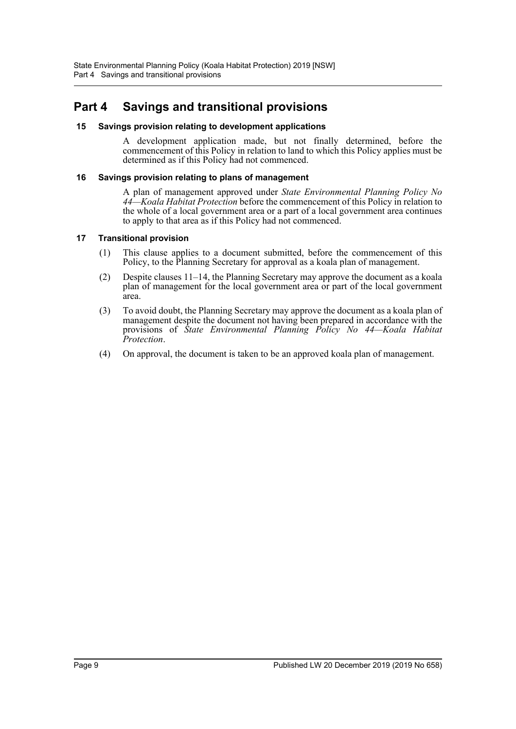# Part 4 Savings and transitional provisions

### 15 Savings provision relating to development applications

A development application made, but not finally determined, before the commencement of this Policy in relation to land to which this Policy applies must be determined as if this Policy had not commenced.

### 16 Savings provision relating to plans of management

A plan of management approved under *State Environmental Planning Policy No 44—Koala Habitat Protection* before the commencement of this Policy in relation to the whole of a local government area or a part of a local government area continues to apply to that area as if this Policy had not commenced.

### 17 Transitional provision

(1) This clause applies to a document submitted, before the commencement of this Policy, to the Planning Secretary for approval as a koala plan of management.

(2) Despite clauses 11–14, the Planning Secretary may approve the document as a koala plan of management for the local government area or part of the local government area.

(3) To avoid doubt, the Planning Secretary may approve the document as a koala plan of management despite the document not having been prepared in accordance with the provisions of *State Environmental Planning Policy No 44—Koala Habitat Protection*.

(4) On approval, the document is taken to be an approved koala plan of management.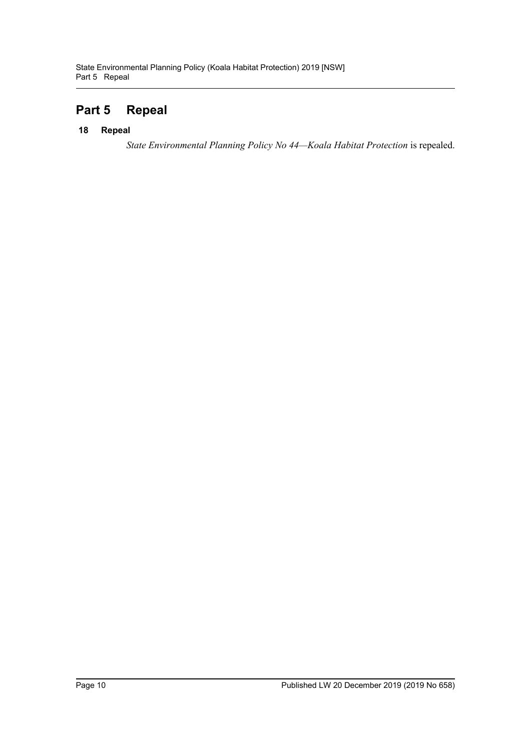# Part 5 Repeal

### 18 Repeal

*State Environmental Planning Policy No 44—Koala Habitat Protection* is repealed.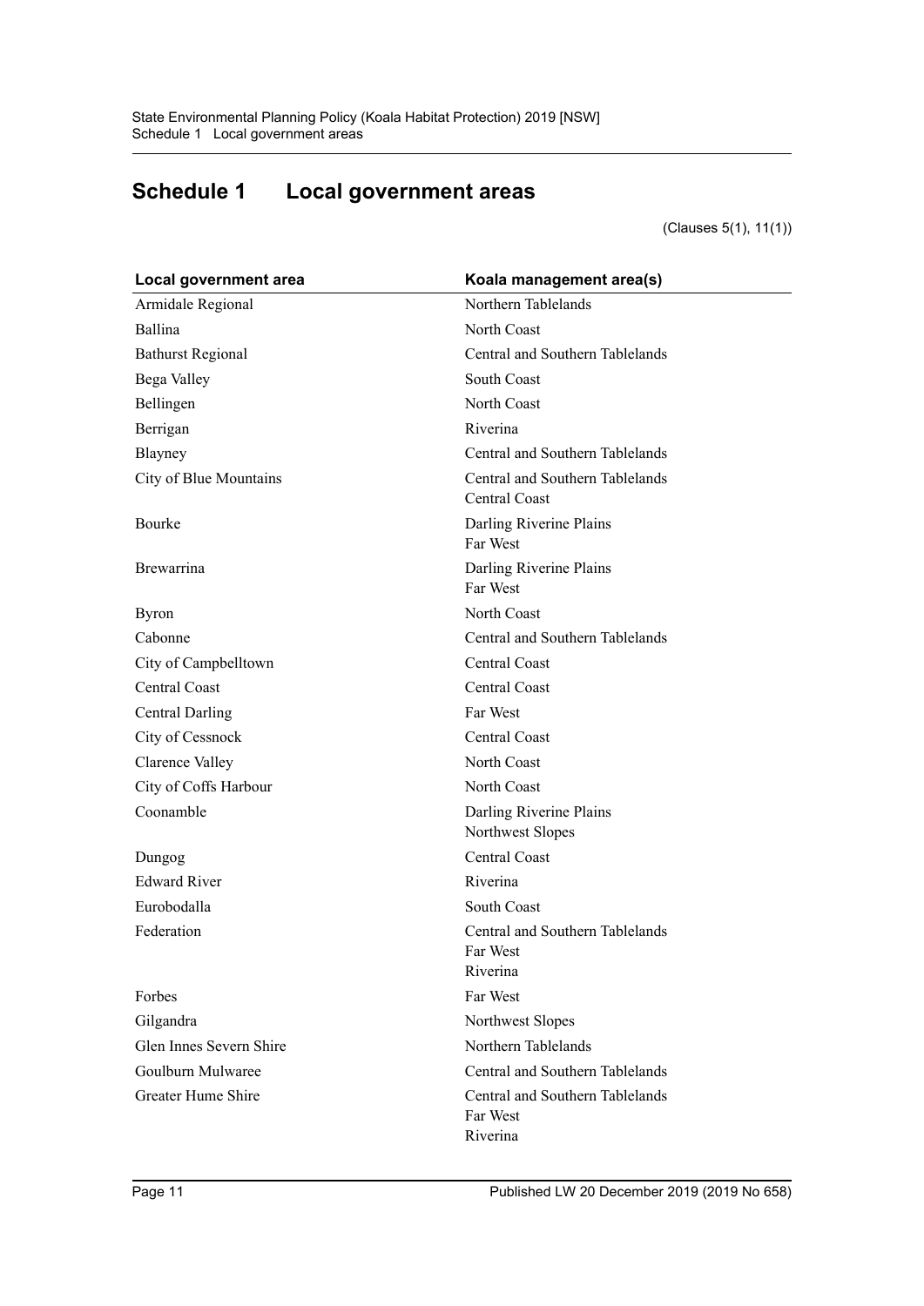# Schedule 1 Local government areas

(Clauses 5(1), 11(1))

| Local government area | Koala management area(s) |
| --- | --- |
| Armidale Regional | Northern Tablelands |
| Ballina | North Coast |
| Bathurst Regional | Central and Southern Tablelands |
| Bega Valley | South Coast |
| Bellingen | North Coast |
| Berrigan | Riverina |
| Blayney | Central and Southern Tablelands |
| City of Blue Mountains | Central and Southern Tablelands<br>Central Coast |
| Bourke | Darling Riverine Plains<br>Far West |
| Brewarrina | Darling Riverine Plains<br>Far West |
| Byron | North Coast |
| Cabonne | Central and Southern Tablelands |
| City of Campbelltown | Central Coast |
| Central Coast | Central Coast |
| Central Darling | Far West |
| City of Cessnock | Central Coast |
| Clarence Valley | North Coast |
| City of Coffs Harbour | North Coast |
| Coonamble | Darling Riverine Plains<br>Northwest Slopes |
| Dungog | Central Coast |
| Edward River | Riverina |
| Eurobodalla | South Coast |
| Federation | Central and Southern Tablelands<br>Far West<br>Riverina |
| Forbes | Far West |
| Gilgandra | Northwest Slopes |
| Glen Innes Severn Shire | Northern Tablelands |
| Goulburn Mulwaree | Central and Southern Tablelands |
| Greater Hume Shire | Central and Southern Tablelands<br>Far West<br>Riverina |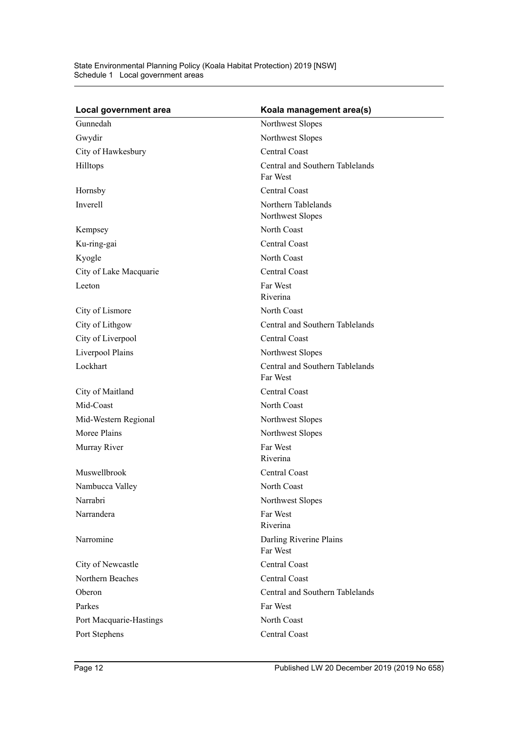| Local government area | Koala management area(s) |
| --- | --- |
| Gunnedah | Northwest Slopes |
| Gwydir | Northwest Slopes |
| City of Hawkesbury | Central Coast |
| Hilltops | Central and Southern Tablelands<br>Far West |
| Hornsby | Central Coast |
| Inverell | Northern Tablelands<br>Northwest Slopes |
| Kempsey | North Coast |
| Ku-ring-gai | Central Coast |
| Kyogle | North Coast |
| City of Lake Macquarie | Central Coast |
| Leeton | Far West<br>Riverina |
| City of Lismore | North Coast |
| City of Lithgow | Central and Southern Tablelands |
| City of Liverpool | Central Coast |
| Liverpool Plains | Northwest Slopes |
| Lockhart | Central and Southern Tablelands<br>Far West |
| City of Maitland | Central Coast |
| Mid-Coast | North Coast |
| Mid-Western Regional | Northwest Slopes |
| Moree Plains | Northwest Slopes |
| Murray River | Far West<br>Riverina |
| Muswellbrook | Central Coast |
| Nambucca Valley | North Coast |
| Narrabri | Northwest Slopes |
| Narrandera | Far West<br>Riverina |
| Narromine | Darling Riverine Plains<br>Far West |
| City of Newcastle | Central Coast |
| Northern Beaches | Central Coast |
| Oberon | Central and Southern Tablelands |
| Parkes | Far West |
| Port Macquarie-Hastings | North Coast |
| Port Stephens | Central Coast |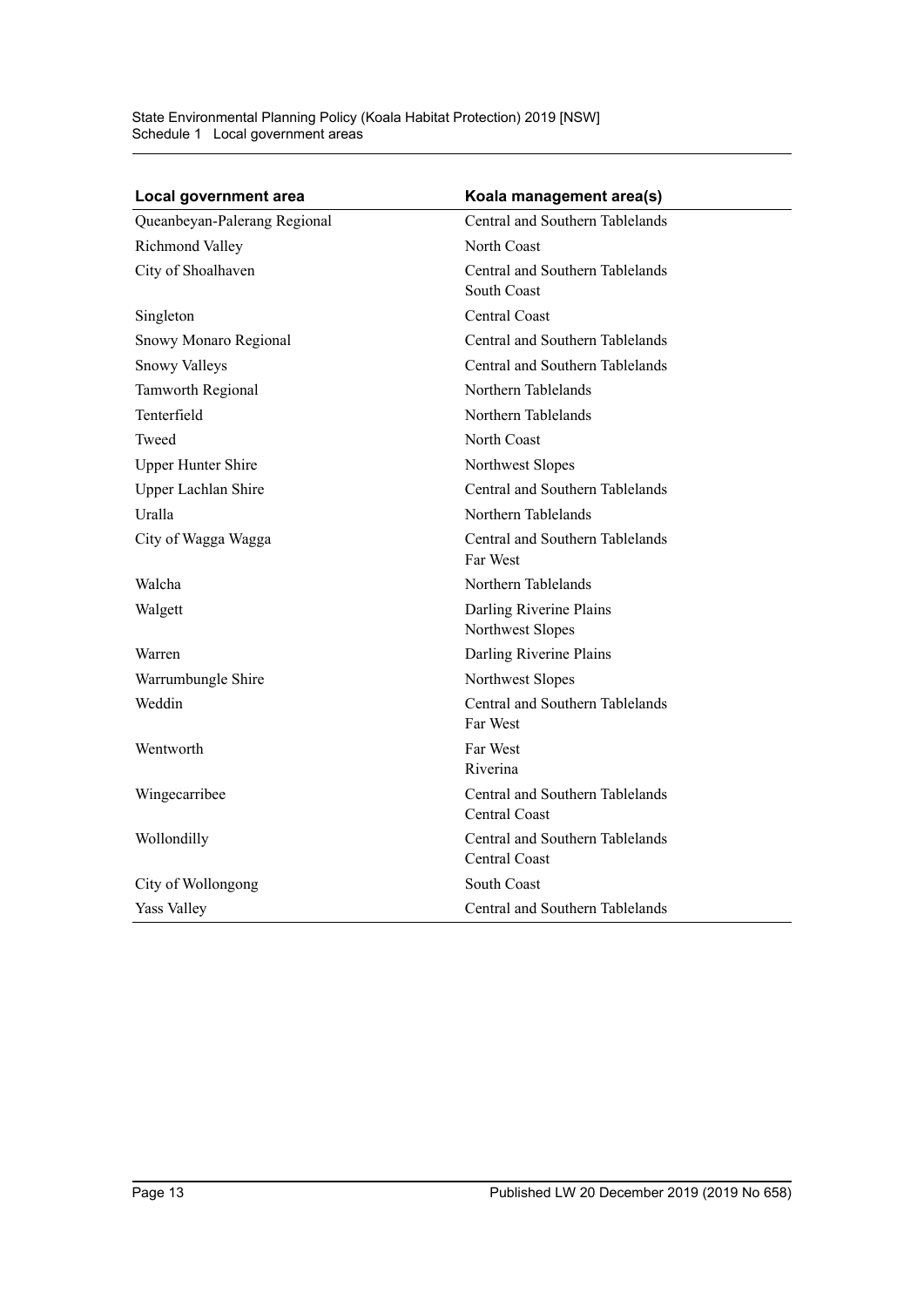| Local government area | Koala management area(s) |
| --- | --- |
| Queanbeyan-Palerang Regional | Central and Southern Tablelands |
| Richmond Valley | North Coast |
| City of Shoalhaven | Central and Southern Tablelands<br>South Coast |
| Singleton | Central Coast |
| Snowy Monaro Regional | Central and Southern Tablelands |
| Snowy Valleys | Central and Southern Tablelands |
| Tamworth Regional | Northern Tablelands |
| Tenterfield | Northern Tablelands |
| Tweed | North Coast |
| Upper Hunter Shire | Northwest Slopes |
| Upper Lachlan Shire | Central and Southern Tablelands |
| Uralla | Northern Tablelands |
| City of Wagga Wagga | Central and Southern Tablelands<br>Far West |
| Walcha | Northern Tablelands |
| Walgett | Darling Riverine Plains<br>Northwest Slopes |
| Warren | Darling Riverine Plains |
| Warrumbungle Shire | Northwest Slopes |
| Weddin | Central and Southern Tablelands<br>Far West |
| Wentworth | Far West<br>Riverina |
| Wingecarribee | Central and Southern Tablelands<br>Central Coast |
| Wollondilly | Central and Southern Tablelands<br>Central Coast |
| City of Wollongong | South Coast |
| Yass Valley | Central and Southern Tablelands |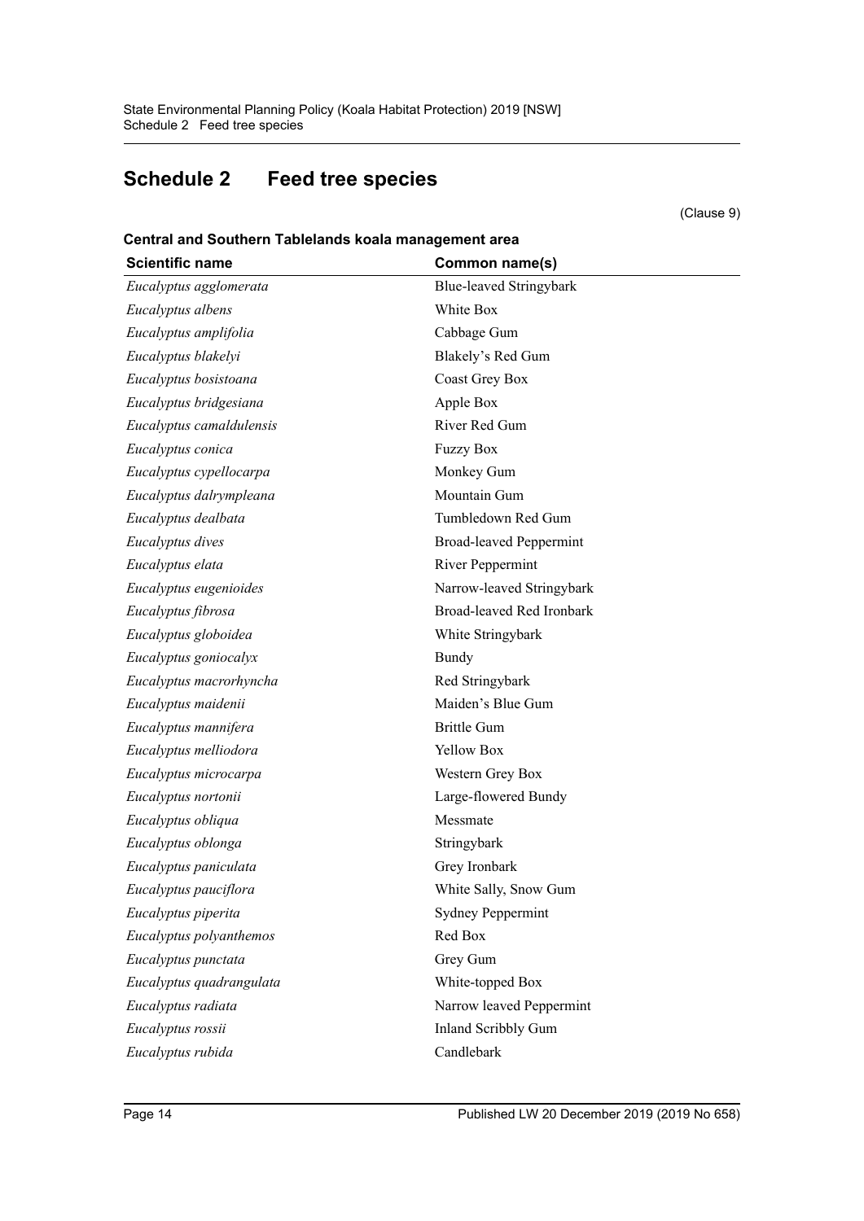## Schedule 2 Feed tree species

(Clause 9)

**Central and Southern Tablelands koala management area**

| Scientific name | Common name(s) |
| --- | --- |
| *Eucalyptus agglomerata* | Blue-leaved Stringybark |
| *Eucalyptus albens* | White Box |
| *Eucalyptus amplifolia* | Cabbage Gum |
| *Eucalyptus blakelyi* | Blakely's Red Gum |
| *Eucalyptus bosistoana* | Coast Grey Box |
| *Eucalyptus bridgesiana* | Apple Box |
| *Eucalyptus camaldulensis* | River Red Gum |
| *Eucalyptus conica* | Fuzzy Box |
| *Eucalyptus cypellocarpa* | Monkey Gum |
| *Eucalyptus dalrympleana* | Mountain Gum |
| *Eucalyptus dealbata* | Tumbledown Red Gum |
| *Eucalyptus dives* | Broad-leaved Peppermint |
| *Eucalyptus elata* | River Peppermint |
| *Eucalyptus eugenioides* | Narrow-leaved Stringybark |
| *Eucalyptus fibrosa* | Broad-leaved Red Ironbark |
| *Eucalyptus globoidea* | White Stringybark |
| *Eucalyptus goniocalyx* | Bundy |
| *Eucalyptus macrorhyncha* | Red Stringybark |
| *Eucalyptus maidenii* | Maiden's Blue Gum |
| *Eucalyptus mannifera* | Brittle Gum |
| *Eucalyptus melliodora* | Yellow Box |
| *Eucalyptus microcarpa* | Western Grey Box |
| *Eucalyptus nortonii* | Large-flowered Bundy |
| *Eucalyptus obliqua* | Messmate |
| *Eucalyptus oblonga* | Stringybark |
| *Eucalyptus paniculata* | Grey Ironbark |
| *Eucalyptus pauciflora* | White Sally, Snow Gum |
| *Eucalyptus piperita* | Sydney Peppermint |
| *Eucalyptus polyanthemos* | Red Box |
| *Eucalyptus punctata* | Grey Gum |
| *Eucalyptus quadrangulata* | White-topped Box |
| *Eucalyptus radiata* | Narrow leaved Peppermint |
| *Eucalyptus rossii* | Inland Scribbly Gum |
| *Eucalyptus rubida* | Candlebark |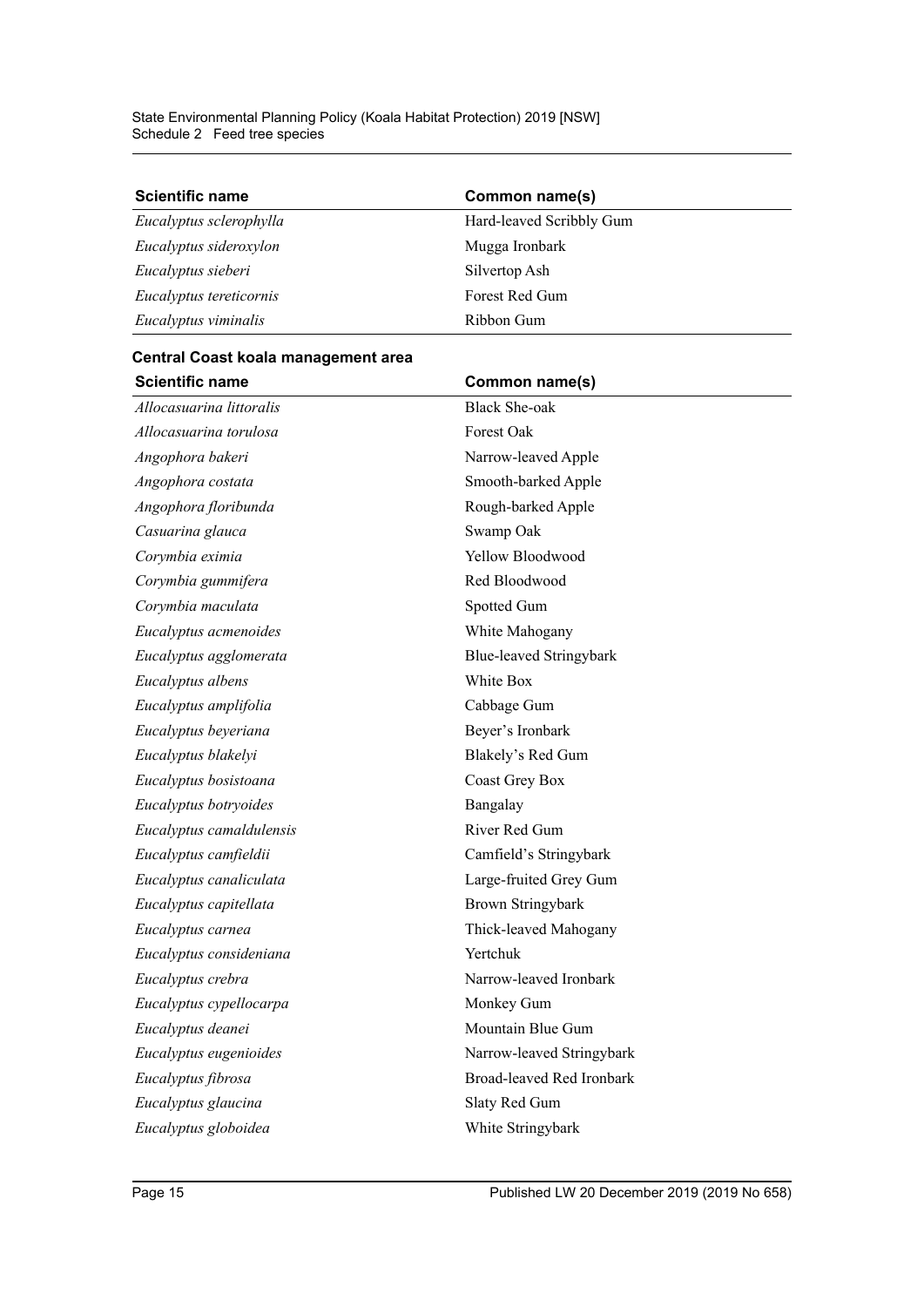| Scientific name | Common name(s) |
| --- | --- |
| *Eucalyptus sclerophylla* | Hard-leaved Scribbly Gum |
| *Eucalyptus sideroxylon* | Mugga Ironbark |
| *Eucalyptus sieberi* | Silvertop Ash |
| *Eucalyptus tereticornis* | Forest Red Gum |
| *Eucalyptus viminalis* | Ribbon Gum |

**Central Coast koala management area**

| Scientific name | Common name(s) |
| --- | --- |
| *Allocasuarina littoralis* | Black She-oak |
| *Allocasuarina torulosa* | Forest Oak |
| *Angophora bakeri* | Narrow-leaved Apple |
| *Angophora costata* | Smooth-barked Apple |
| *Angophora floribunda* | Rough-barked Apple |
| *Casuarina glauca* | Swamp Oak |
| *Corymbia eximia* | Yellow Bloodwood |
| *Corymbia gummifera* | Red Bloodwood |
| *Corymbia maculata* | Spotted Gum |
| *Eucalyptus acmenoides* | White Mahogany |
| *Eucalyptus agglomerata* | Blue-leaved Stringybark |
| *Eucalyptus albens* | White Box |
| *Eucalyptus amplifolia* | Cabbage Gum |
| *Eucalyptus beyeriana* | Beyer's Ironbark |
| *Eucalyptus blakelyi* | Blakely's Red Gum |
| *Eucalyptus bosistoana* | Coast Grey Box |
| *Eucalyptus botryoides* | Bangalay |
| *Eucalyptus camaldulensis* | River Red Gum |
| *Eucalyptus camfieldii* | Camfield's Stringybark |
| *Eucalyptus canaliculata* | Large-fruited Grey Gum |
| *Eucalyptus capitellata* | Brown Stringybark |
| *Eucalyptus carnea* | Thick-leaved Mahogany |
| *Eucalyptus consideniana* | Yertchuk |
| *Eucalyptus crebra* | Narrow-leaved Ironbark |
| *Eucalyptus cypellocarpa* | Monkey Gum |
| *Eucalyptus deanei* | Mountain Blue Gum |
| *Eucalyptus eugenioides* | Narrow-leaved Stringybark |
| *Eucalyptus fibrosa* | Broad-leaved Red Ironbark |
| *Eucalyptus glaucina* | Slaty Red Gum |
| *Eucalyptus globoidea* | White Stringybark |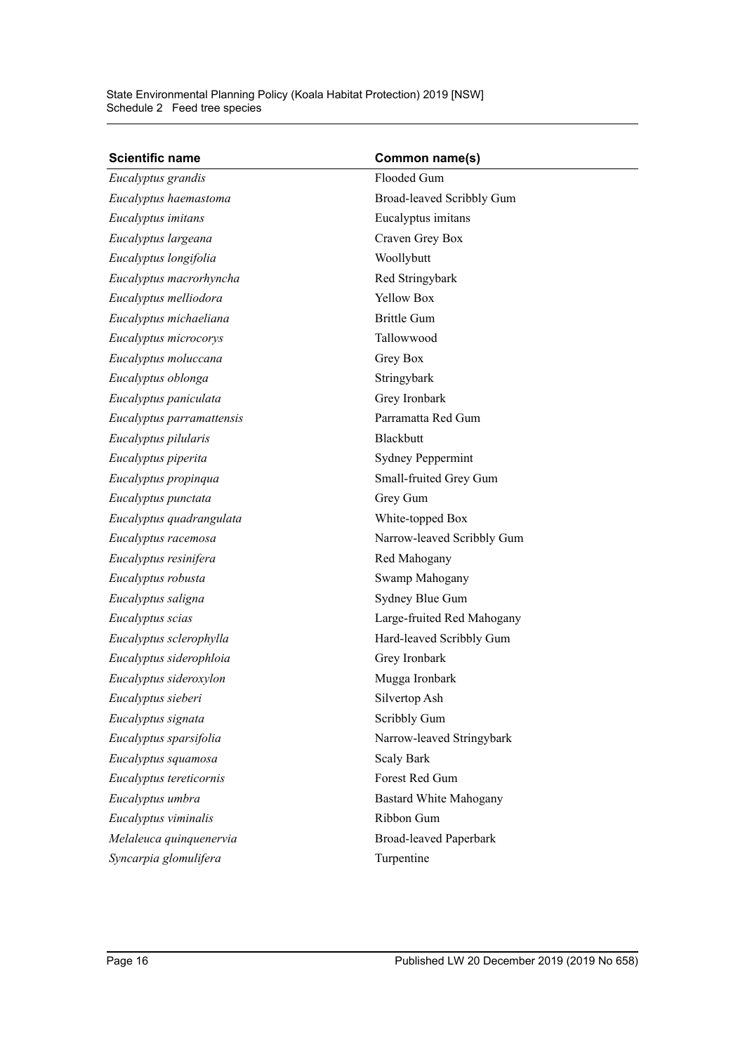| Scientific name | Common name(s) |
| --- | --- |
| *Eucalyptus grandis* | Flooded Gum |
| *Eucalyptus haemastoma* | Broad-leaved Scribbly Gum |
| *Eucalyptus imitans* | Eucalyptus imitans |
| *Eucalyptus largeana* | Craven Grey Box |
| *Eucalyptus longifolia* | Woollybutt |
| *Eucalyptus macrorhyncha* | Red Stringybark |
| *Eucalyptus melliodora* | Yellow Box |
| *Eucalyptus michaeliana* | Brittle Gum |
| *Eucalyptus microcorys* | Tallowwood |
| *Eucalyptus moluccana* | Grey Box |
| *Eucalyptus oblonga* | Stringybark |
| *Eucalyptus paniculata* | Grey Ironbark |
| *Eucalyptus parramattensis* | Parramatta Red Gum |
| *Eucalyptus pilularis* | Blackbutt |
| *Eucalyptus piperita* | Sydney Peppermint |
| *Eucalyptus propinqua* | Small-fruited Grey Gum |
| *Eucalyptus punctata* | Grey Gum |
| *Eucalyptus quadrangulata* | White-topped Box |
| *Eucalyptus racemosa* | Narrow-leaved Scribbly Gum |
| *Eucalyptus resinifera* | Red Mahogany |
| *Eucalyptus robusta* | Swamp Mahogany |
| *Eucalyptus saligna* | Sydney Blue Gum |
| *Eucalyptus scias* | Large-fruited Red Mahogany |
| *Eucalyptus sclerophylla* | Hard-leaved Scribbly Gum |
| *Eucalyptus siderophloia* | Grey Ironbark |
| *Eucalyptus sideroxylon* | Mugga Ironbark |
| *Eucalyptus sieberi* | Silvertop Ash |
| *Eucalyptus signata* | Scribbly Gum |
| *Eucalyptus sparsifolia* | Narrow-leaved Stringybark |
| *Eucalyptus squamosa* | Scaly Bark |
| *Eucalyptus tereticornis* | Forest Red Gum |
| *Eucalyptus umbra* | Bastard White Mahogany |
| *Eucalyptus viminalis* | Ribbon Gum |
| *Melaleuca quinquenervia* | Broad-leaved Paperbark |
| *Syncarpia glomulifera* | Turpentine |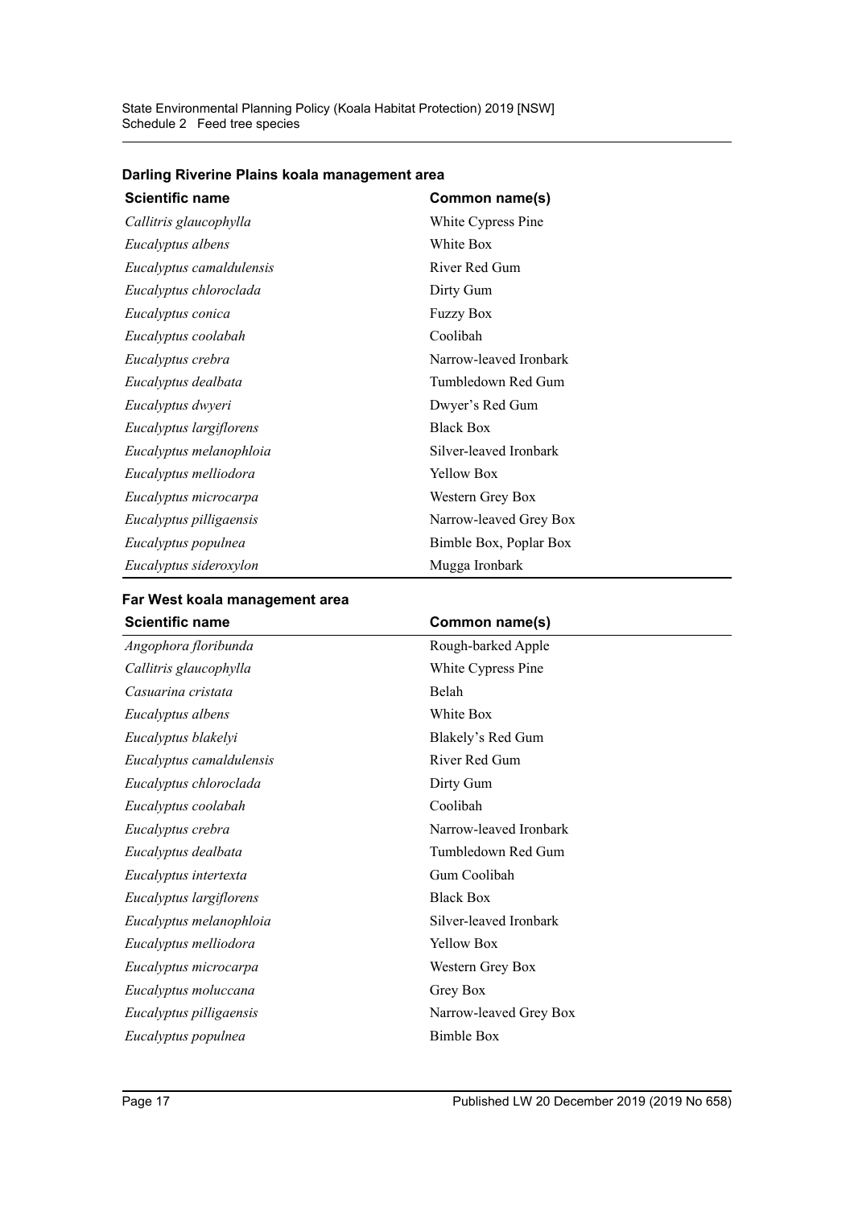### Darling Riverine Plains koala management area

| Scientific name | Common name(s) |
| --- | --- |
| *Callitris glaucophylla* | White Cypress Pine |
| *Eucalyptus albens* | White Box |
| *Eucalyptus camaldulensis* | River Red Gum |
| *Eucalyptus chloroclada* | Dirty Gum |
| *Eucalyptus conica* | Fuzzy Box |
| *Eucalyptus coolabah* | Coolibah |
| *Eucalyptus crebra* | Narrow-leaved Ironbark |
| *Eucalyptus dealbata* | Tumbledown Red Gum |
| *Eucalyptus dwyeri* | Dwyer's Red Gum |
| *Eucalyptus largiflorens* | Black Box |
| *Eucalyptus melanophloia* | Silver-leaved Ironbark |
| *Eucalyptus melliodora* | Yellow Box |
| *Eucalyptus microcarpa* | Western Grey Box |
| *Eucalyptus pilligaensis* | Narrow-leaved Grey Box |
| *Eucalyptus populnea* | Bimble Box, Poplar Box |
| *Eucalyptus sideroxylon* | Mugga Ironbark |

### Far West koala management area

| Scientific name | Common name(s) |
| --- | --- |
| *Angophora floribunda* | Rough-barked Apple |
| *Callitris glaucophylla* | White Cypress Pine |
| *Casuarina cristata* | Belah |
| *Eucalyptus albens* | White Box |
| *Eucalyptus blakelyi* | Blakely's Red Gum |
| *Eucalyptus camaldulensis* | River Red Gum |
| *Eucalyptus chloroclada* | Dirty Gum |
| *Eucalyptus coolabah* | Coolibah |
| *Eucalyptus crebra* | Narrow-leaved Ironbark |
| *Eucalyptus dealbata* | Tumbledown Red Gum |
| *Eucalyptus intertexta* | Gum Coolibah |
| *Eucalyptus largiflorens* | Black Box |
| *Eucalyptus melanophloia* | Silver-leaved Ironbark |
| *Eucalyptus melliodora* | Yellow Box |
| *Eucalyptus microcarpa* | Western Grey Box |
| *Eucalyptus moluccana* | Grey Box |
| *Eucalyptus pilligaensis* | Narrow-leaved Grey Box |
| *Eucalyptus populnea* | Bimble Box |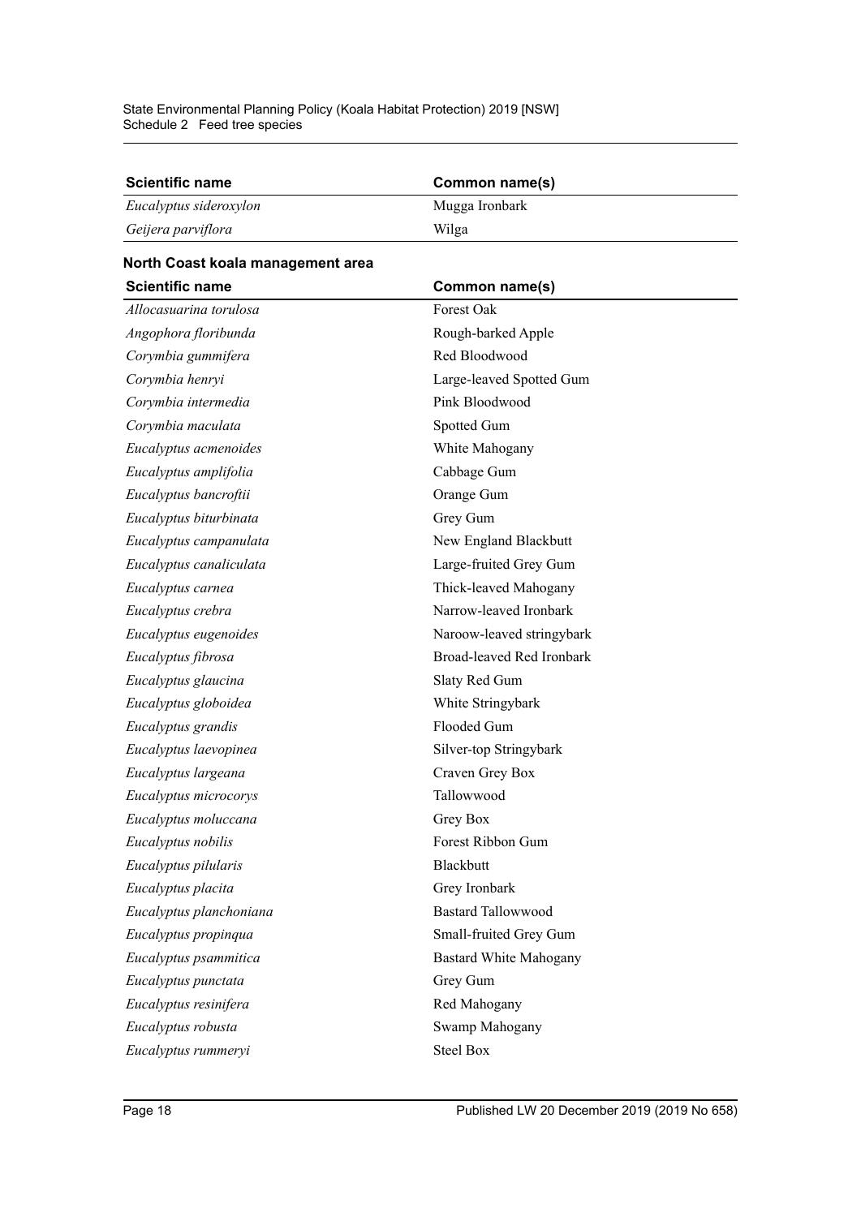| Scientific name | Common name(s) |
| --- | --- |
| *Eucalyptus sideroxylon* | Mugga Ironbark |
| *Geijera parviflora* | Wilga |

**North Coast koala management area**

| Scientific name | Common name(s) |
| --- | --- |
| *Allocasuarina torulosa* | Forest Oak |
| *Angophora floribunda* | Rough-barked Apple |
| *Corymbia gummifera* | Red Bloodwood |
| *Corymbia henryi* | Large-leaved Spotted Gum |
| *Corymbia intermedia* | Pink Bloodwood |
| *Corymbia maculata* | Spotted Gum |
| *Eucalyptus acmenoides* | White Mahogany |
| *Eucalyptus amplifolia* | Cabbage Gum |
| *Eucalyptus bancroftii* | Orange Gum |
| *Eucalyptus biturbinata* | Grey Gum |
| *Eucalyptus campanulata* | New England Blackbutt |
| *Eucalyptus canaliculata* | Large-fruited Grey Gum |
| *Eucalyptus carnea* | Thick-leaved Mahogany |
| *Eucalyptus crebra* | Narrow-leaved Ironbark |
| *Eucalyptus eugenoides* | Naroow-leaved stringybark |
| *Eucalyptus fibrosa* | Broad-leaved Red Ironbark |
| *Eucalyptus glaucina* | Slaty Red Gum |
| *Eucalyptus globoidea* | White Stringybark |
| *Eucalyptus grandis* | Flooded Gum |
| *Eucalyptus laevopinea* | Silver-top Stringybark |
| *Eucalyptus largeana* | Craven Grey Box |
| *Eucalyptus microcorys* | Tallowwood |
| *Eucalyptus moluccana* | Grey Box |
| *Eucalyptus nobilis* | Forest Ribbon Gum |
| *Eucalyptus pilularis* | Blackbutt |
| *Eucalyptus placita* | Grey Ironbark |
| *Eucalyptus planchoniana* | Bastard Tallowwood |
| *Eucalyptus propinqua* | Small-fruited Grey Gum |
| *Eucalyptus psammitica* | Bastard White Mahogany |
| *Eucalyptus punctata* | Grey Gum |
| *Eucalyptus resinifera* | Red Mahogany |
| *Eucalyptus robusta* | Swamp Mahogany |
| *Eucalyptus rummeryi* | Steel Box |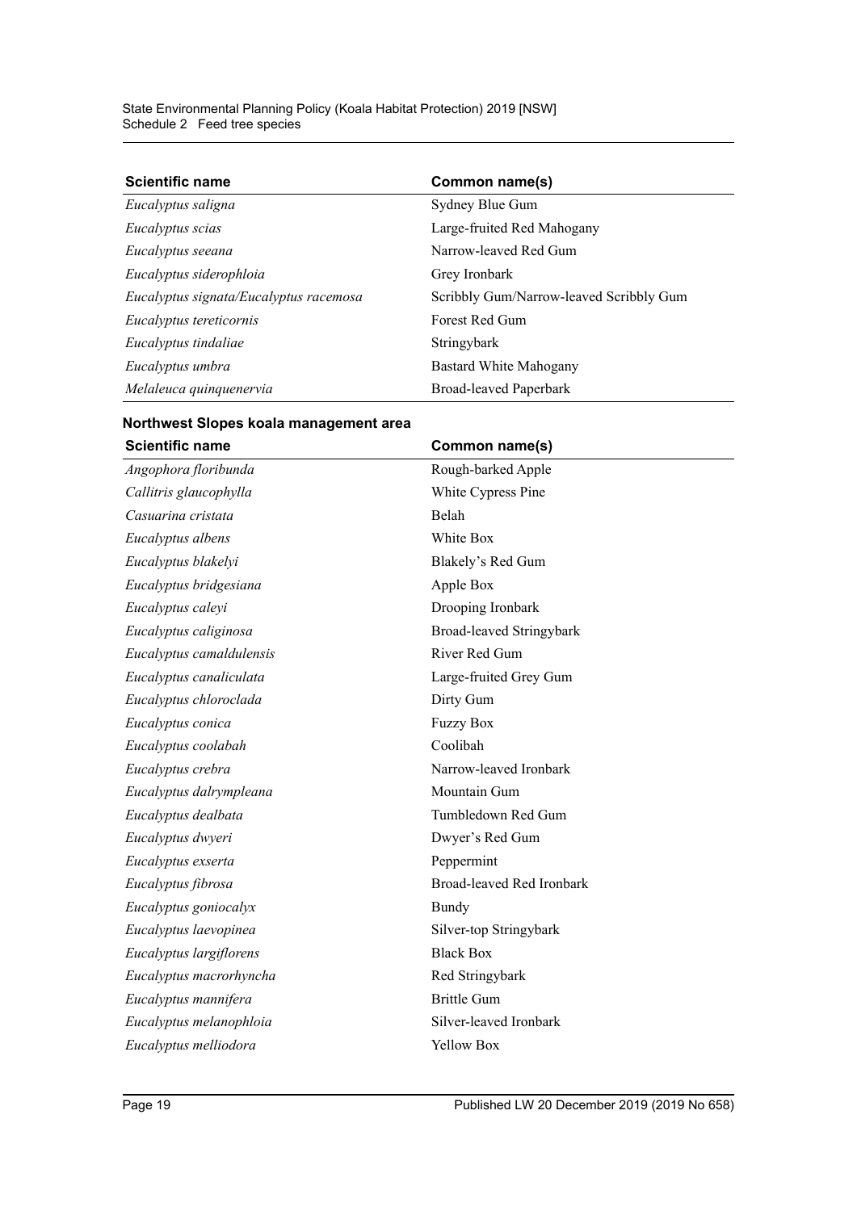| Scientific name | Common name(s) |
| --- | --- |
| *Eucalyptus saligna* | Sydney Blue Gum |
| *Eucalyptus scias* | Large-fruited Red Mahogany |
| *Eucalyptus seeana* | Narrow-leaved Red Gum |
| *Eucalyptus siderophloia* | Grey Ironbark |
| *Eucalyptus signata/Eucalyptus racemosa* | Scribbly Gum/Narrow-leaved Scribbly Gum |
| *Eucalyptus tereticornis* | Forest Red Gum |
| *Eucalyptus tindaliae* | Stringybark |
| *Eucalyptus umbra* | Bastard White Mahogany |
| *Melaleuca quinquenervia* | Broad-leaved Paperbark |

**Northwest Slopes koala management area**

| Scientific name | Common name(s) |
| --- | --- |
| *Angophora floribunda* | Rough-barked Apple |
| *Callitris glaucophylla* | White Cypress Pine |
| *Casuarina cristata* | Belah |
| *Eucalyptus albens* | White Box |
| *Eucalyptus blakelyi* | Blakely's Red Gum |
| *Eucalyptus bridgesiana* | Apple Box |
| *Eucalyptus caleyi* | Drooping Ironbark |
| *Eucalyptus caliginosa* | Broad-leaved Stringybark |
| *Eucalyptus camaldulensis* | River Red Gum |
| *Eucalyptus canaliculata* | Large-fruited Grey Gum |
| *Eucalyptus chloroclada* | Dirty Gum |
| *Eucalyptus conica* | Fuzzy Box |
| *Eucalyptus coolabah* | Coolibah |
| *Eucalyptus crebra* | Narrow-leaved Ironbark |
| *Eucalyptus dalrympleana* | Mountain Gum |
| *Eucalyptus dealbata* | Tumbledown Red Gum |
| *Eucalyptus dwyeri* | Dwyer's Red Gum |
| *Eucalyptus exserta* | Peppermint |
| *Eucalyptus fibrosa* | Broad-leaved Red Ironbark |
| *Eucalyptus goniocalyx* | Bundy |
| *Eucalyptus laevopinea* | Silver-top Stringybark |
| *Eucalyptus largiflorens* | Black Box |
| *Eucalyptus macrorhyncha* | Red Stringybark |
| *Eucalyptus mannifera* | Brittle Gum |
| *Eucalyptus melanophloia* | Silver-leaved Ironbark |
| *Eucalyptus melliodora* | Yellow Box |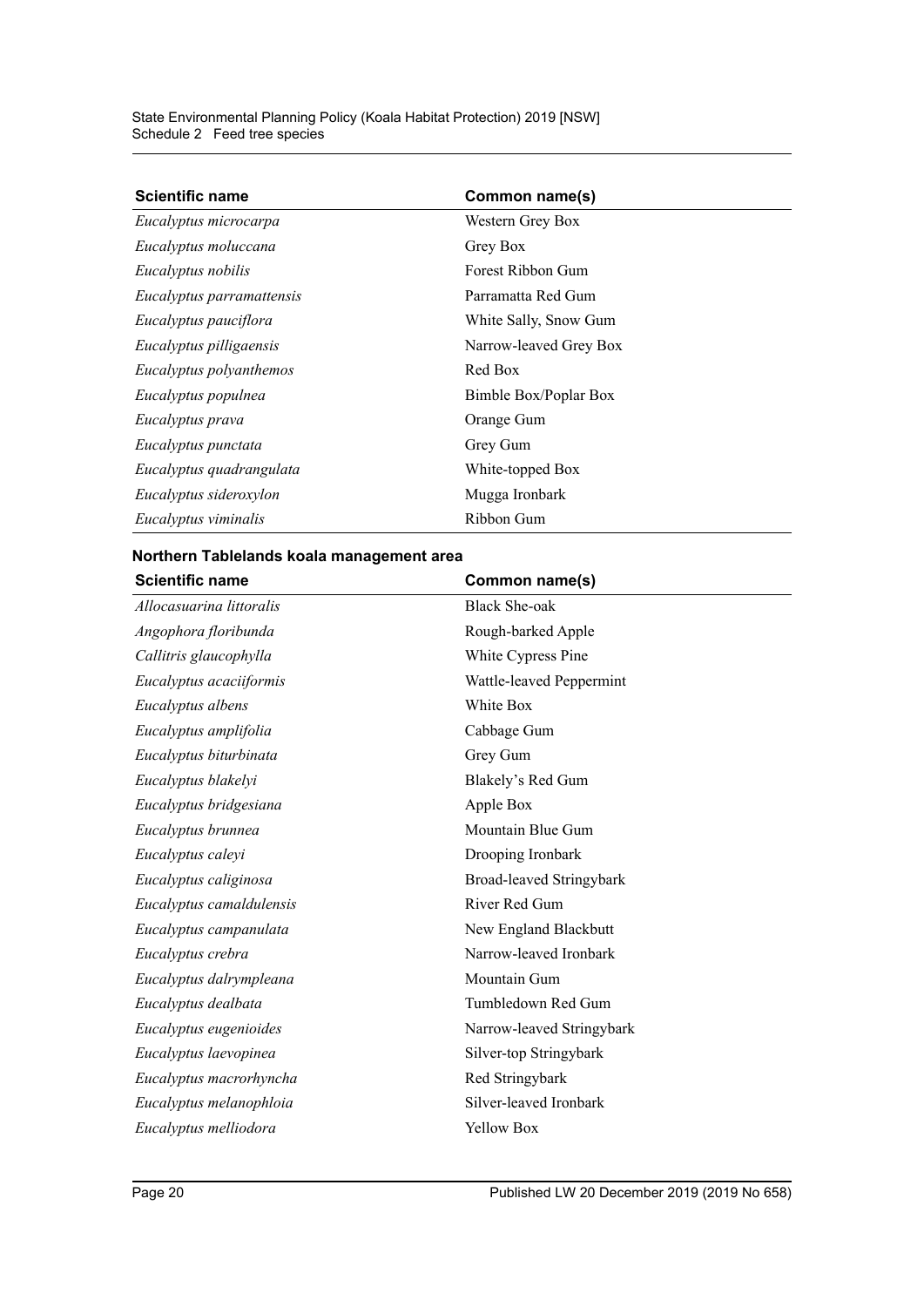| Scientific name | Common name(s) |
| --- | --- |
| *Eucalyptus microcarpa* | Western Grey Box |
| *Eucalyptus moluccana* | Grey Box |
| *Eucalyptus nobilis* | Forest Ribbon Gum |
| *Eucalyptus parramattensis* | Parramatta Red Gum |
| *Eucalyptus pauciflora* | White Sally, Snow Gum |
| *Eucalyptus pilligaensis* | Narrow-leaved Grey Box |
| *Eucalyptus polyanthemos* | Red Box |
| *Eucalyptus populnea* | Bimble Box/Poplar Box |
| *Eucalyptus prava* | Orange Gum |
| *Eucalyptus punctata* | Grey Gum |
| *Eucalyptus quadrangulata* | White-topped Box |
| *Eucalyptus sideroxylon* | Mugga Ironbark |
| *Eucalyptus viminalis* | Ribbon Gum |

**Northern Tablelands koala management area**

| Scientific name | Common name(s) |
| --- | --- |
| *Allocasuarina littoralis* | Black She-oak |
| *Angophora floribunda* | Rough-barked Apple |
| *Callitris glaucophylla* | White Cypress Pine |
| *Eucalyptus acaciiformis* | Wattle-leaved Peppermint |
| *Eucalyptus albens* | White Box |
| *Eucalyptus amplifolia* | Cabbage Gum |
| *Eucalyptus biturbinata* | Grey Gum |
| *Eucalyptus blakelyi* | Blakely's Red Gum |
| *Eucalyptus bridgesiana* | Apple Box |
| *Eucalyptus brunnea* | Mountain Blue Gum |
| *Eucalyptus caleyi* | Drooping Ironbark |
| *Eucalyptus caliginosa* | Broad-leaved Stringybark |
| *Eucalyptus camaldulensis* | River Red Gum |
| *Eucalyptus campanulata* | New England Blackbutt |
| *Eucalyptus crebra* | Narrow-leaved Ironbark |
| *Eucalyptus dalrympleana* | Mountain Gum |
| *Eucalyptus dealbata* | Tumbledown Red Gum |
| *Eucalyptus eugenioides* | Narrow-leaved Stringybark |
| *Eucalyptus laevopinea* | Silver-top Stringybark |
| *Eucalyptus macrorhyncha* | Red Stringybark |
| *Eucalyptus melanophloia* | Silver-leaved Ironbark |
| *Eucalyptus melliodora* | Yellow Box |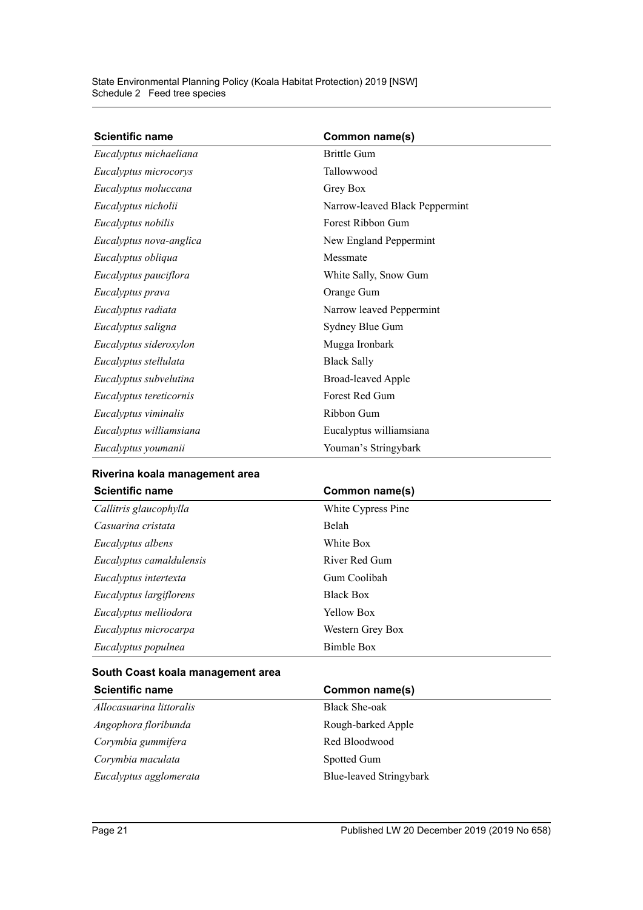| Scientific name | Common name(s) |
| --- | --- |
| *Eucalyptus michaeliana* | Brittle Gum |
| *Eucalyptus microcorys* | Tallowwood |
| *Eucalyptus moluccana* | Grey Box |
| *Eucalyptus nicholii* | Narrow-leaved Black Peppermint |
| *Eucalyptus nobilis* | Forest Ribbon Gum |
| *Eucalyptus nova-anglica* | New England Peppermint |
| *Eucalyptus obliqua* | Messmate |
| *Eucalyptus pauciflora* | White Sally, Snow Gum |
| *Eucalyptus prava* | Orange Gum |
| *Eucalyptus radiata* | Narrow leaved Peppermint |
| *Eucalyptus saligna* | Sydney Blue Gum |
| *Eucalyptus sideroxylon* | Mugga Ironbark |
| *Eucalyptus stellulata* | Black Sally |
| *Eucalyptus subvelutina* | Broad-leaved Apple |
| *Eucalyptus tereticornis* | Forest Red Gum |
| *Eucalyptus viminalis* | Ribbon Gum |
| *Eucalyptus williamsiana* | Eucalyptus williamsiana |
| *Eucalyptus youmanii* | Youman's Stringybark |

#### Riverina koala management area

| Scientific name | Common name(s) |
| --- | --- |
| *Callitris glaucophylla* | White Cypress Pine |
| *Casuarina cristata* | Belah |
| *Eucalyptus albens* | White Box |
| *Eucalyptus camaldulensis* | River Red Gum |
| *Eucalyptus intertexta* | Gum Coolibah |
| *Eucalyptus largiflorens* | Black Box |
| *Eucalyptus melliodora* | Yellow Box |
| *Eucalyptus microcarpa* | Western Grey Box |
| *Eucalyptus populnea* | Bimble Box |

#### South Coast koala management area

| Scientific name | Common name(s) |
| --- | --- |
| *Allocasuarina littoralis* | Black She-oak |
| *Angophora floribunda* | Rough-barked Apple |
| *Corymbia gummifera* | Red Bloodwood |
| *Corymbia maculata* | Spotted Gum |
| *Eucalyptus agglomerata* | Blue-leaved Stringybark |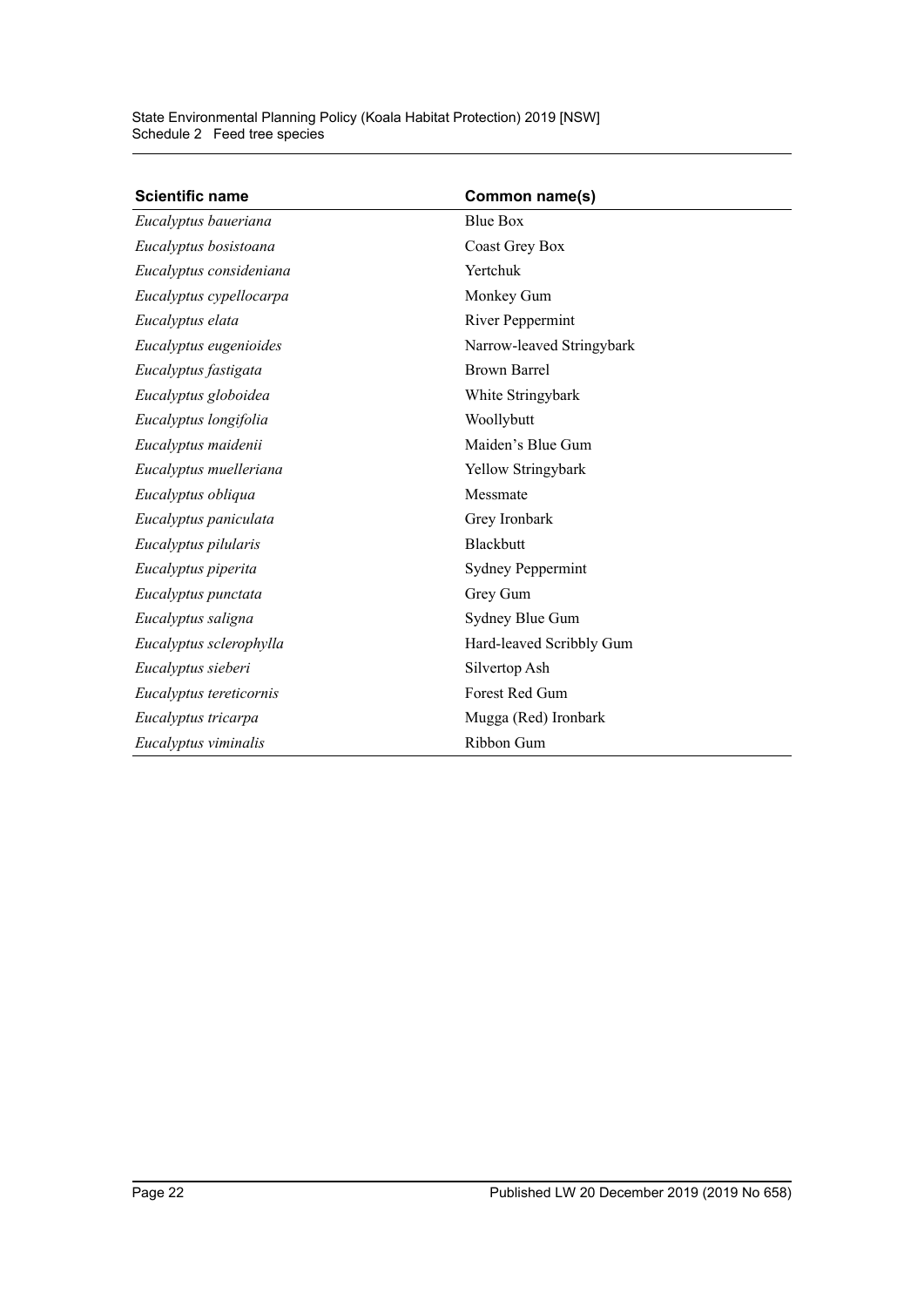| Scientific name | Common name(s) |
|---|---|
| *Eucalyptus baueriana* | Blue Box |
| *Eucalyptus bosistoana* | Coast Grey Box |
| *Eucalyptus consideniana* | Yertchuk |
| *Eucalyptus cypellocarpa* | Monkey Gum |
| *Eucalyptus elata* | River Peppermint |
| *Eucalyptus eugenioides* | Narrow-leaved Stringybark |
| *Eucalyptus fastigata* | Brown Barrel |
| *Eucalyptus globoidea* | White Stringybark |
| *Eucalyptus longifolia* | Woollybutt |
| *Eucalyptus maidenii* | Maiden's Blue Gum |
| *Eucalyptus muelleriana* | Yellow Stringybark |
| *Eucalyptus obliqua* | Messmate |
| *Eucalyptus paniculata* | Grey Ironbark |
| *Eucalyptus pilularis* | Blackbutt |
| *Eucalyptus piperita* | Sydney Peppermint |
| *Eucalyptus punctata* | Grey Gum |
| *Eucalyptus saligna* | Sydney Blue Gum |
| *Eucalyptus sclerophylla* | Hard-leaved Scribbly Gum |
| *Eucalyptus sieberi* | Silvertop Ash |
| *Eucalyptus tereticornis* | Forest Red Gum |
| *Eucalyptus tricarpa* | Mugga (Red) Ironbark |
| *Eucalyptus viminalis* | Ribbon Gum |